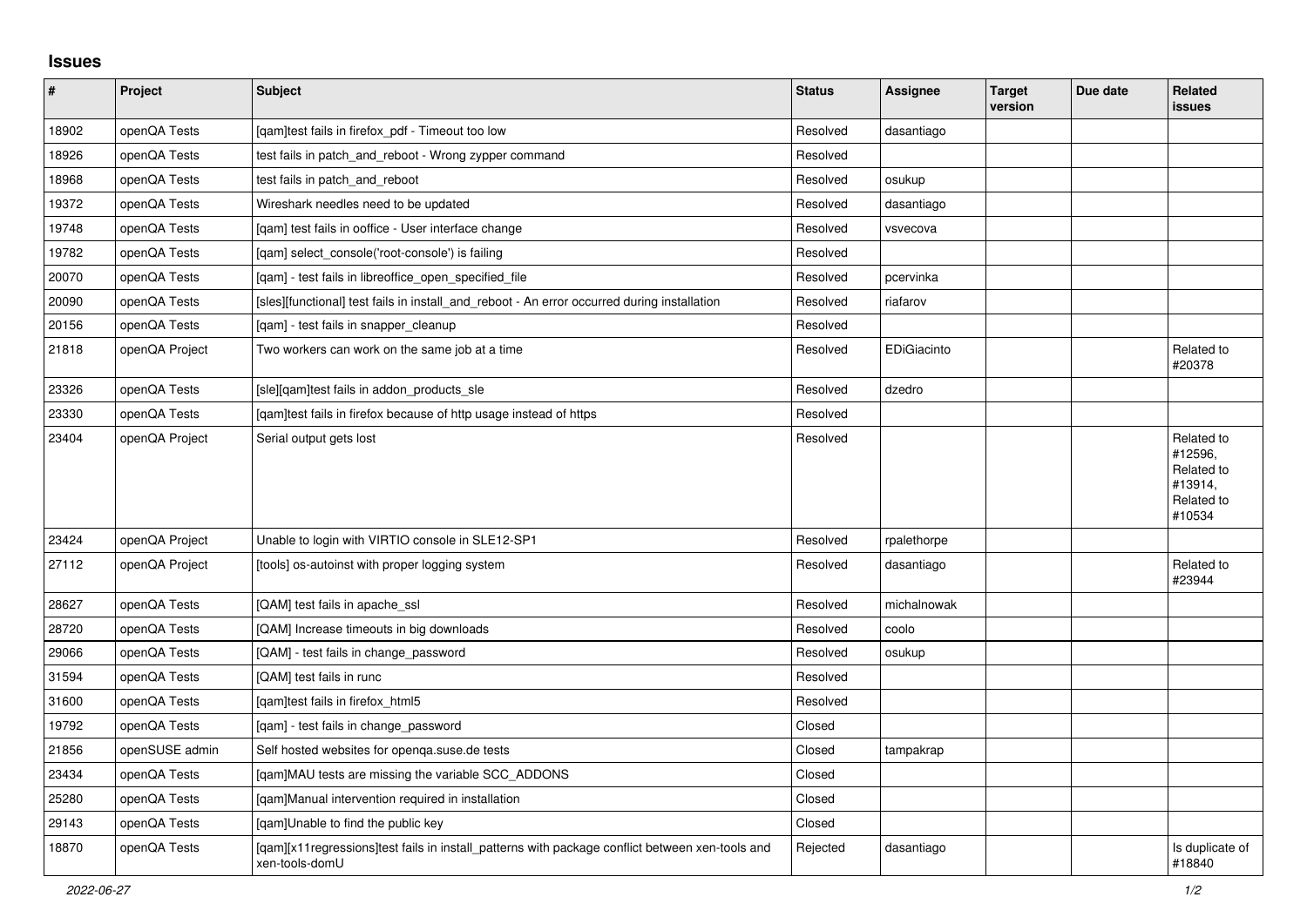## Issues

| # | Project | Subject | Status | Assignee | Target version | Due date | Related issues |
|---|---|---|---|---|---|---|---|
| 18902 | openQA Tests | [qam]test fails in firefox_pdf - Timeout too low | Resolved | dasantiago | | | |
| 18926 | openQA Tests | test fails in patch_and_reboot - Wrong zypper command | Resolved | | | | |
| 18968 | openQA Tests | test fails in patch_and_reboot | Resolved | osukup | | | |
| 19372 | openQA Tests | Wireshark needles need to be updated | Resolved | dasantiago | | | |
| 19748 | openQA Tests | [qam] test fails in ooffice - User interface change | Resolved | vsvecova | | | |
| 19782 | openQA Tests | [qam] select_console('root-console') is failing | Resolved | | | | |
| 20070 | openQA Tests | [qam] - test fails in libreoffice_open_specified_file | Resolved | pcervinka | | | |
| 20090 | openQA Tests | [sles][functional] test fails in install_and_reboot - An error occurred during installation | Resolved | riafarov | | | |
| 20156 | openQA Tests | [qam] - test fails in snapper_cleanup | Resolved | | | | |
| 21818 | openQA Project | Two workers can work on the same job at a time | Resolved | EDiGiacinto | | | Related to #20378 |
| 23326 | openQA Tests | [sle][qam]test fails in addon_products_sle | Resolved | dzedro | | | |
| 23330 | openQA Tests | [qam]test fails in firefox because of http usage instead of https | Resolved | | | | |
| 23404 | openQA Project | Serial output gets lost | Resolved | | | | Related to #12596, Related to #13914, Related to #10534 |
| 23424 | openQA Project | Unable to login with VIRTIO console in SLE12-SP1 | Resolved | rpalethorpe | | | |
| 27112 | openQA Project | [tools] os-autoinst with proper logging system | Resolved | dasantiago | | | Related to #23944 |
| 28627 | openQA Tests | [QAM] test fails in apache_ssl | Resolved | michalnowak | | | |
| 28720 | openQA Tests | [QAM] Increase timeouts in big downloads | Resolved | coolo | | | |
| 29066 | openQA Tests | [QAM] - test fails in change_password | Resolved | osukup | | | |
| 31594 | openQA Tests | [QAM] test fails in runc | Resolved | | | | |
| 31600 | openQA Tests | [qam]test fails in firefox_html5 | Resolved | | | | |
| 19792 | openQA Tests | [qam] - test fails in change_password | Closed | | | | |
| 21856 | openSUSE admin | Self hosted websites for openqa.suse.de tests | Closed | tampakrap | | | |
| 23434 | openQA Tests | [qam]MAU tests are missing the variable SCC_ADDONS | Closed | | | | |
| 25280 | openQA Tests | [qam]Manual intervention required in installation | Closed | | | | |
| 29143 | openQA Tests | [qam]Unable to find the public key | Closed | | | | |
| 18870 | openQA Tests | [qam][x11regressions]test fails in install_patterns with package conflict between xen-tools and xen-tools-domU | Rejected | dasantiago | | | Is duplicate of #18840 |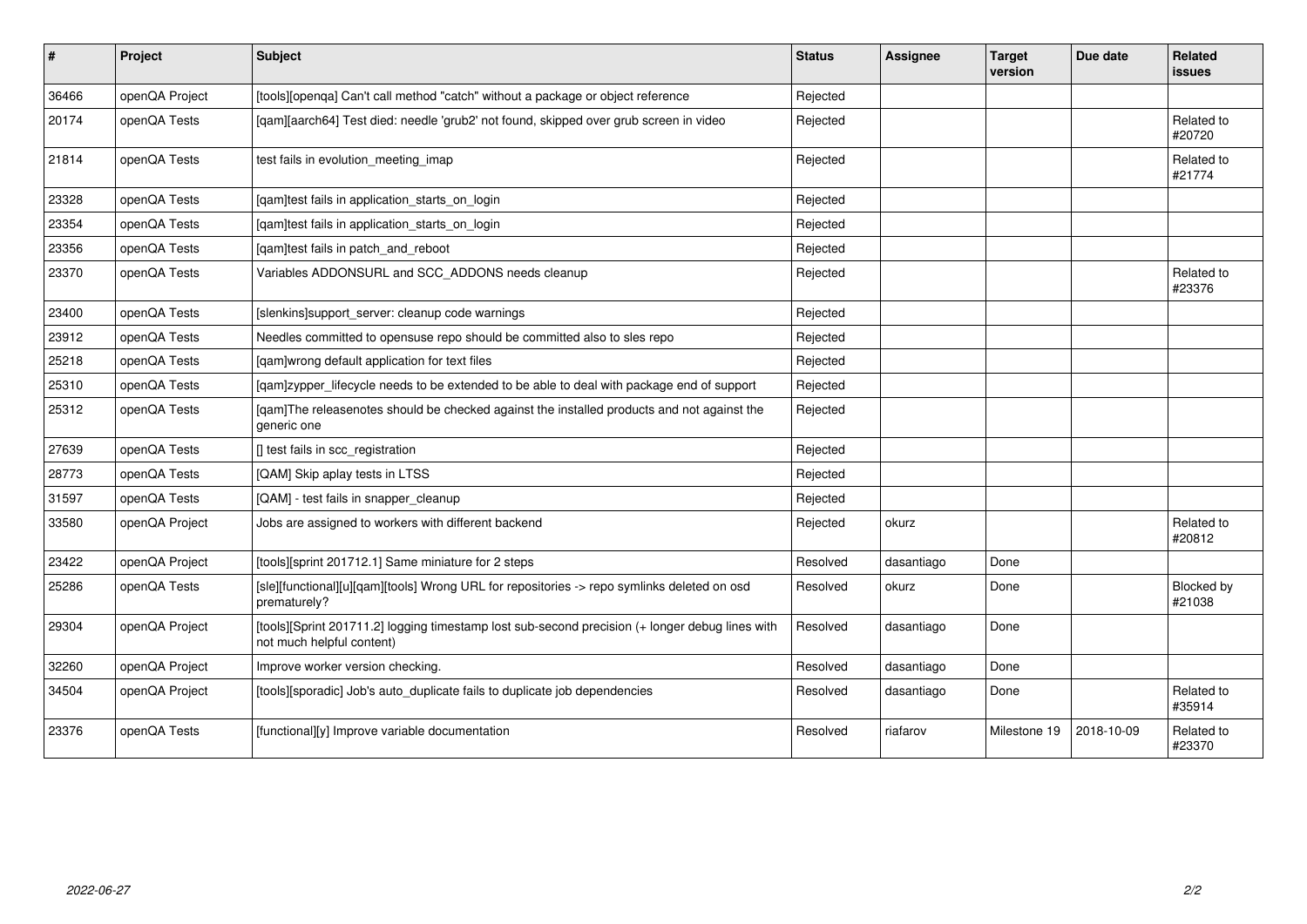| # | Project | Subject | Status | Assignee | Target version | Due date | Related issues |
|---|---|---|---|---|---|---|---|
| 36466 | openQA Project | [tools][openqa] Can't call method "catch" without a package or object reference | Rejected | | | | |
| 20174 | openQA Tests | [qam][aarch64] Test died: needle 'grub2' not found, skipped over grub screen in video | Rejected | | | | Related to #20720 |
| 21814 | openQA Tests | test fails in evolution_meeting_imap | Rejected | | | | Related to #21774 |
| 23328 | openQA Tests | [qam]test fails in application_starts_on_login | Rejected | | | | |
| 23354 | openQA Tests | [qam]test fails in application_starts_on_login | Rejected | | | | |
| 23356 | openQA Tests | [qam]test fails in patch_and_reboot | Rejected | | | | |
| 23370 | openQA Tests | Variables ADDONSURL and SCC_ADDONS needs cleanup | Rejected | | | | Related to #23376 |
| 23400 | openQA Tests | [slenkins]support_server: cleanup code warnings | Rejected | | | | |
| 23912 | openQA Tests | Needles committed to opensuse repo should be committed also to sles repo | Rejected | | | | |
| 25218 | openQA Tests | [qam]wrong default application for text files | Rejected | | | | |
| 25310 | openQA Tests | [qam]zypper_lifecycle needs to be extended to be able to deal with package end of support | Rejected | | | | |
| 25312 | openQA Tests | [qam]The releasenotes should be checked against the installed products and not against the generic one | Rejected | | | | |
| 27639 | openQA Tests | [] test fails in scc_registration | Rejected | | | | |
| 28773 | openQA Tests | [QAM] Skip aplay tests in LTSS | Rejected | | | | |
| 31597 | openQA Tests | [QAM] - test fails in snapper_cleanup | Rejected | | | | |
| 33580 | openQA Project | Jobs are assigned to workers with different backend | Rejected | okurz | | | Related to #20812 |
| 23422 | openQA Project | [tools][sprint 201712.1] Same miniature for 2 steps | Resolved | dasantiago | Done | | |
| 25286 | openQA Tests | [sle][functional][u][qam][tools] Wrong URL for repositories -> repo symlinks deleted on osd prematurely? | Resolved | okurz | Done | | Blocked by #21038 |
| 29304 | openQA Project | [tools][Sprint 201711.2] logging timestamp lost sub-second precision (+ longer debug lines with not much helpful content) | Resolved | dasantiago | Done | | |
| 32260 | openQA Project | Improve worker version checking. | Resolved | dasantiago | Done | | |
| 34504 | openQA Project | [tools][sporadic] Job's auto_duplicate fails to duplicate job dependencies | Resolved | dasantiago | Done | | Related to #35914 |
| 23376 | openQA Tests | [functional][y] Improve variable documentation | Resolved | riafarov | Milestone 19 | 2018-10-09 | Related to #23370 |